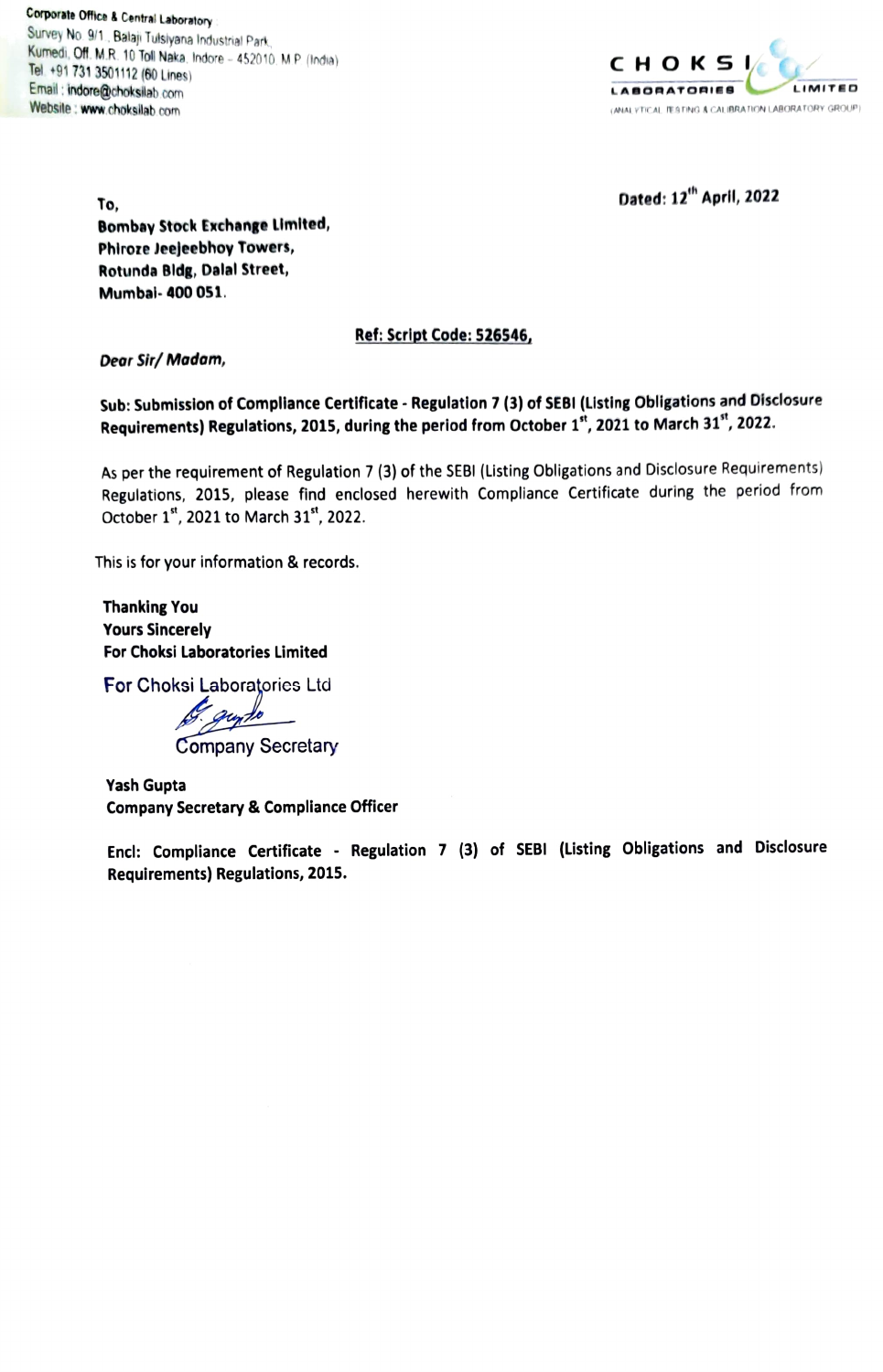Corporate Office & Central Laboratory
Survey No. 9/1, Balaji Tulsiyana Industrial Park,
Kumedi, Off. M.R. 10 Toll Naka, Indore - 452010, M.P. (India)
Tel. +91 731 3501112 (60 Lines)
Email : indore@choksilab.com
Website : www.choksilab.com

CHOKSI LABORATORIES LIMITED
(ANALYTICAL TESTING & CALIBRATION LABORATORY GROUP)

Dated: 12th April, 2022

To,
**Bombay Stock Exchange Limited,**
**Phiroze Jeejeebhoy Towers,**
**Rotunda Bldg, Dalal Street,**
**Mumbai- 400 051.**

**Ref: Script Code: 526546,**

***Dear Sir/ Madam,***

**Sub: Submission of Compliance Certificate - Regulation 7 (3) of SEBI (Listing Obligations and Disclosure Requirements) Regulations, 2015, during the period from October 1st, 2021 to March 31st, 2022.**

As per the requirement of Regulation 7 (3) of the SEBI (Listing Obligations and Disclosure Requirements) Regulations, 2015, please find enclosed herewith Compliance Certificate during the period from October 1st, 2021 to March 31st, 2022.

This is for your information & records.

**Thanking You**
**Yours Sincerely**
**For Choksi Laboratories Limited**

For Choksi Laboratories Ltd

Company Secretary

**Yash Gupta**
**Company Secretary & Compliance Officer**

**Encl: Compliance Certificate - Regulation 7 (3) of SEBI (Listing Obligations and Disclosure Requirements) Regulations, 2015.**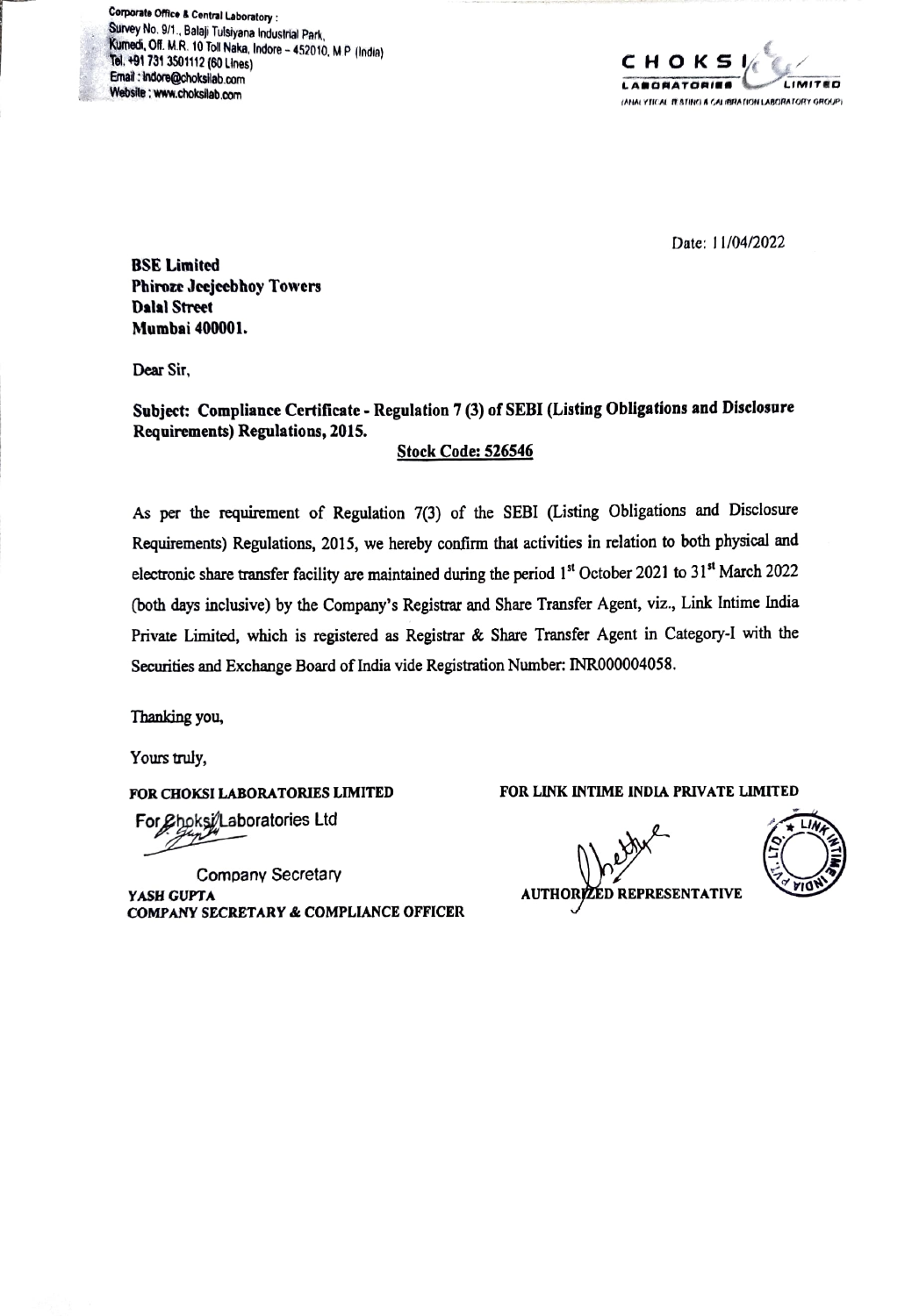Corporate Office & Central Laboratory :
Survey No. 9/1., Balaji Tulsiyana Industrial Park,
Kumedi, Off. M.R. 10 Toll Naka, Indore – 452010, M P (India)
Tel. +91 731 3501112 (60 Lines)
Email : indore@chokslilab.com
Website : www.chokslilab.com

CHOKSI LABORATORIES LIMITED
(ANALYTICAL TESTING & CALIBRATION LABORATORY GROUP)

Date: 11/04/2022

**BSE Limited**
**Phiroze Jeejeebhoy Towers**
**Dalal Street**
**Mumbai 400001.**

Dear Sir,

**Subject: Compliance Certificate - Regulation 7 (3) of SEBI (Listing Obligations and Disclosure Requirements) Regulations, 2015.**

**Stock Code: 526546**

As per the requirement of Regulation 7(3) of the SEBI (Listing Obligations and Disclosure Requirements) Regulations, 2015, we hereby confirm that activities in relation to both physical and electronic share transfer facility are maintained during the period 1st October 2021 to 31st March 2022 (both days inclusive) by the Company's Registrar and Share Transfer Agent, viz., Link Intime India Private Limited, which is registered as Registrar & Share Transfer Agent in Category-I with the Securities and Exchange Board of India vide Registration Number: INR000004058.

Thanking you,

Yours truly,

**FOR CHOKSI LABORATORIES LIMITED**

For Choksi Laboratories Ltd

Company Secretary

**YASH GUPTA**
**COMPANY SECRETARY & COMPLIANCE OFFICER**

**FOR LINK INTIME INDIA PRIVATE LIMITED**

**AUTHORIZED REPRESENTATIVE**